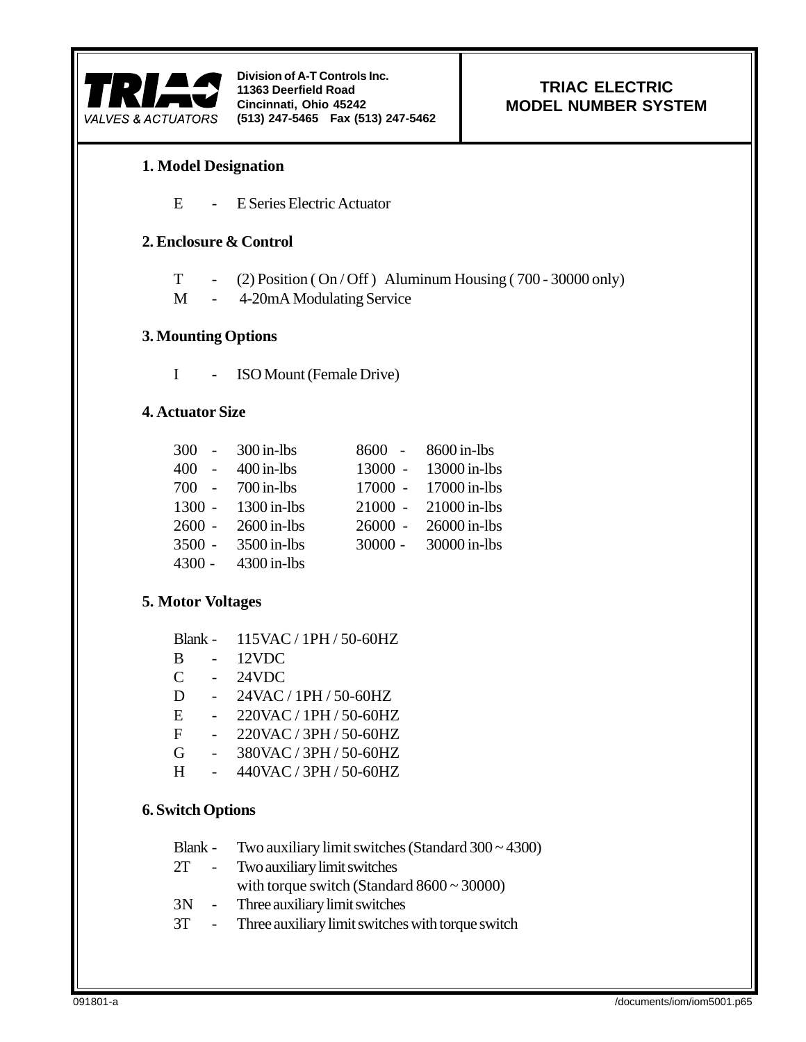**TRIAC** VALVES & ACTUATORS

**Division of A-T Controls Inc.**
**11363 Deerfield Road**
**Cincinnati, Ohio 45242**
**(513) 247-5465 Fax (513) 247-5462**

# TRIAC ELECTRIC MODEL NUMBER SYSTEM

## 1. Model Designation

E - E Series Electric Actuator

## 2. Enclosure & Control

T - (2) Position ( On / Off ) Aluminum Housing ( 700 - 30000 only)
M - 4-20mA Modulating Service

## 3. Mounting Options

I - ISO Mount (Female Drive)

## 4. Actuator Size

| | | | |
|---|---|---|---|
| 300 - | 300 in-lbs | 8600 - | 8600 in-lbs |
| 400 - | 400 in-lbs | 13000 - | 13000 in-lbs |
| 700 - | 700 in-lbs | 17000 - | 17000 in-lbs |
| 1300 - | 1300 in-lbs | 21000 - | 21000 in-lbs |
| 2600 - | 2600 in-lbs | 26000 - | 26000 in-lbs |
| 3500 - | 3500 in-lbs | 30000 - | 30000 in-lbs |
| 4300 - | 4300 in-lbs | | |

## 5. Motor Voltages

Blank - 115VAC / 1PH / 50-60HZ
B - 12VDC
C - 24VDC
D - 24VAC / 1PH / 50-60HZ
E - 220VAC / 1PH / 50-60HZ
F - 220VAC / 3PH / 50-60HZ
G - 380VAC / 3PH / 50-60HZ
H - 440VAC / 3PH / 50-60HZ

## 6. Switch Options

Blank - Two auxiliary limit switches (Standard 300 ~ 4300)
2T - Two auxiliary limit switches with torque switch (Standard 8600 ~ 30000)
3N - Three auxiliary limit switches
3T - Three auxiliary limit switches with torque switch

091801-a /documents/iom/iom5001.p65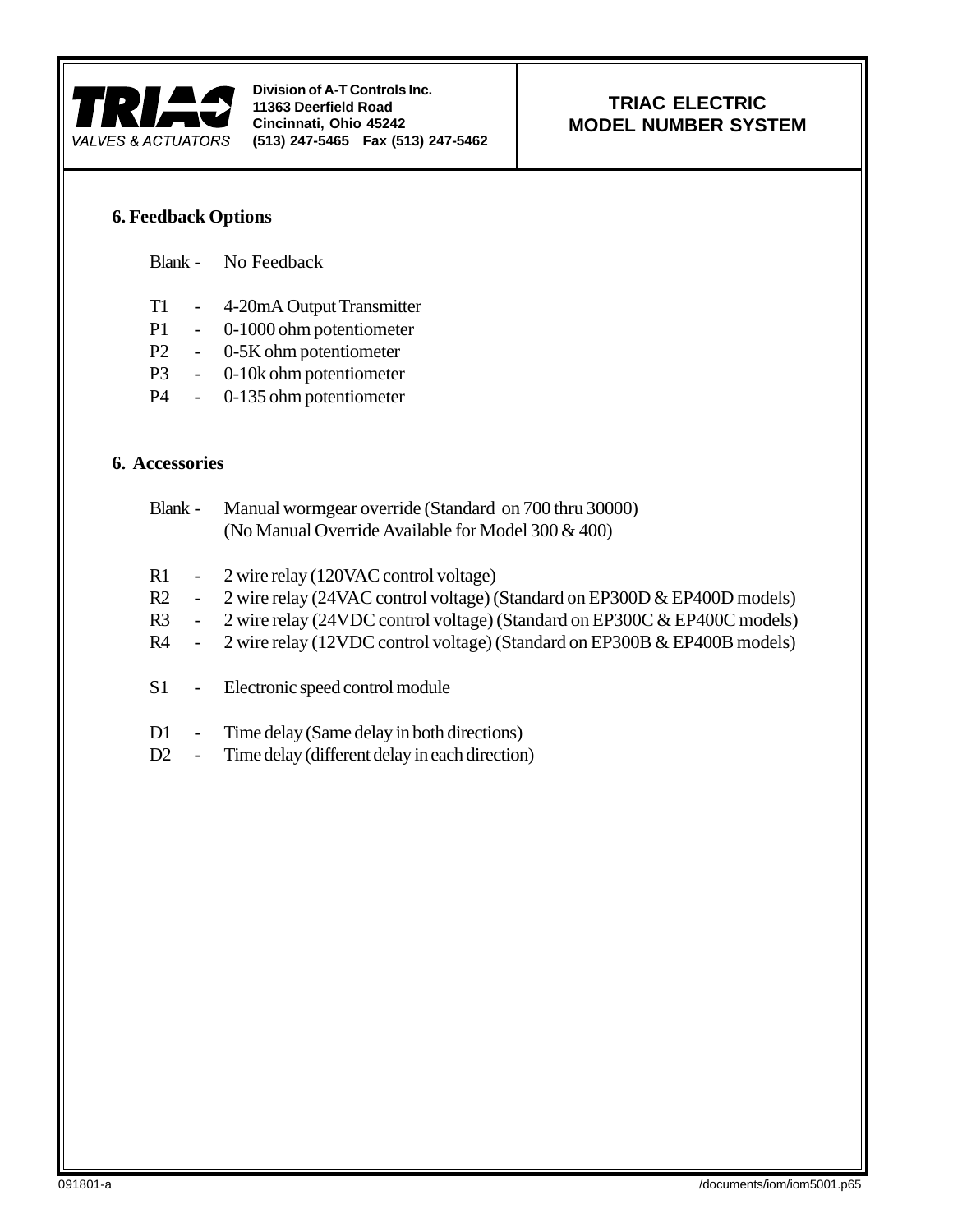**TRIAC** VALVES & ACTUATORS

**Division of A-T Controls Inc.**
**11363 Deerfield Road**
**Cincinnati, Ohio 45242**
**(513) 247-5465 Fax (513) 247-5462**

**TRIAC ELECTRIC MODEL NUMBER SYSTEM**

### 6. Feedback Options

Blank - No Feedback

T1 - 4-20mA Output Transmitter
P1 - 0-1000 ohm potentiometer
P2 - 0-5K ohm potentiometer
P3 - 0-10k ohm potentiometer
P4 - 0-135 ohm potentiometer

### 6. Accessories

Blank - Manual wormgear override (Standard on 700 thru 30000)
(No Manual Override Available for Model 300 & 400)

R1 - 2 wire relay (120VAC control voltage)
R2 - 2 wire relay (24VAC control voltage) (Standard on EP300D & EP400D models)
R3 - 2 wire relay (24VDC control voltage) (Standard on EP300C & EP400C models)
R4 - 2 wire relay (12VDC control voltage) (Standard on EP300B & EP400B models)

S1 - Electronic speed control module

D1 - Time delay (Same delay in both directions)
D2 - Time delay (different delay in each direction)

091801-a /documents/iom/iom5001.p65